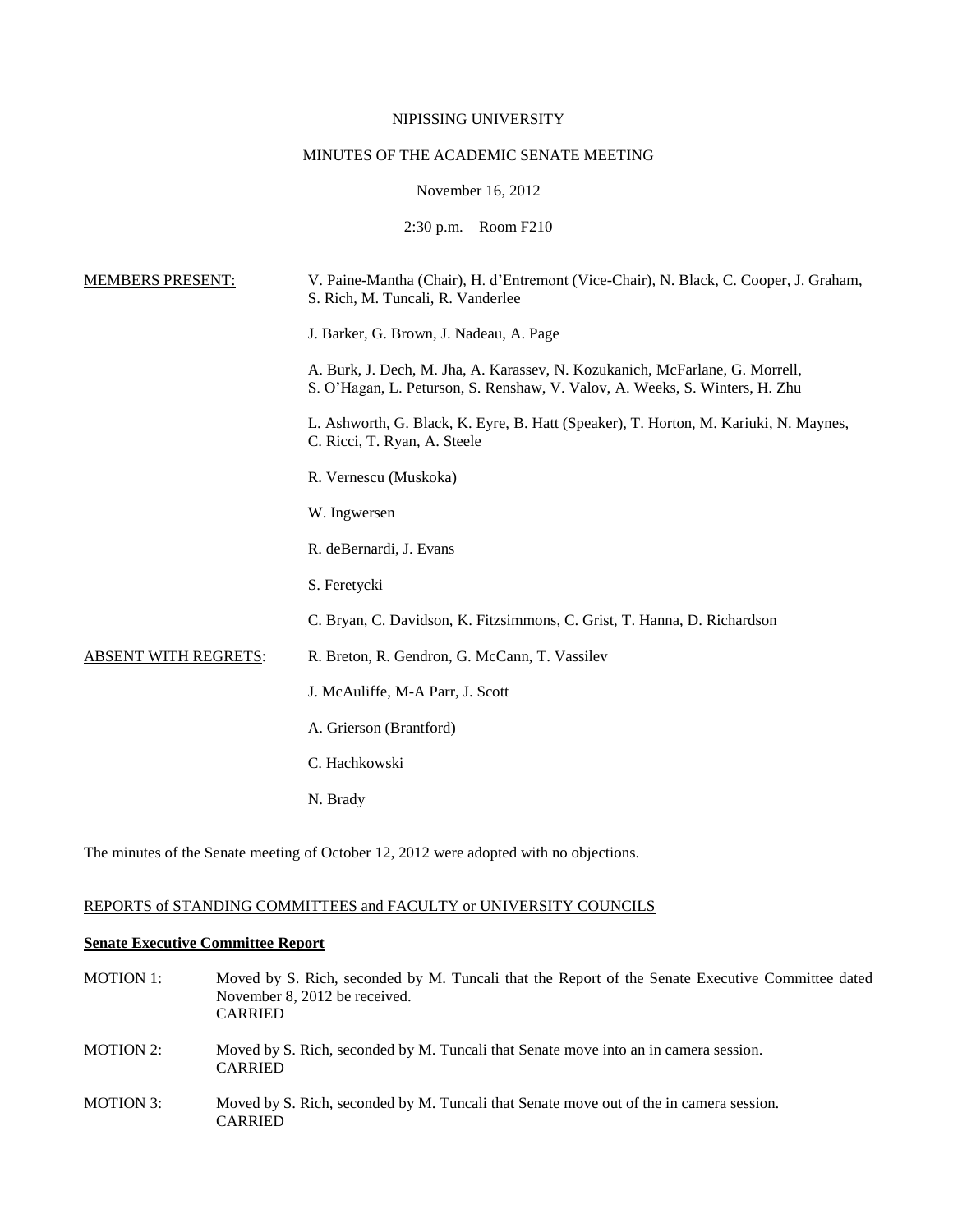NIPISSING UNIVERSITY

MINUTES OF THE ACADEMIC SENATE MEETING

November 16, 2012

2:30 p.m. – Room F210

MEMBERS PRESENT: V. Paine-Mantha (Chair), H. d'Entremont (Vice-Chair), N. Black, C. Cooper, J. Graham, S. Rich, M. Tuncali, R. Vanderlee

J. Barker, G. Brown, J. Nadeau, A. Page

A. Burk, J. Dech, M. Jha, A. Karassev, N. Kozukanich, McFarlane, G. Morrell, S. O'Hagan, L. Peturson, S. Renshaw, V. Valov, A. Weeks, S. Winters, H. Zhu

L. Ashworth, G. Black, K. Eyre, B. Hatt (Speaker), T. Horton, M. Kariuki, N. Maynes, C. Ricci, T. Ryan, A. Steele

R. Vernescu (Muskoka)

W. Ingwersen

R. deBernardi, J. Evans

S. Feretycki

C. Bryan, C. Davidson, K. Fitzsimmons, C. Grist, T. Hanna, D. Richardson

ABSENT WITH REGRETS: R. Breton, R. Gendron, G. McCann, T. Vassilev

J. McAuliffe, M-A Parr, J. Scott

A. Grierson (Brantford)

C. Hachkowski

N. Brady

The minutes of the Senate meeting of October 12, 2012 were adopted with no objections.

REPORTS of STANDING COMMITTEES and FACULTY or UNIVERSITY COUNCILS

**Senate Executive Committee Report**

MOTION 1: Moved by S. Rich, seconded by M. Tuncali that the Report of the Senate Executive Committee dated November 8, 2012 be received.
CARRIED

MOTION 2: Moved by S. Rich, seconded by M. Tuncali that Senate move into an in camera session.
CARRIED

MOTION 3: Moved by S. Rich, seconded by M. Tuncali that Senate move out of the in camera session.
CARRIED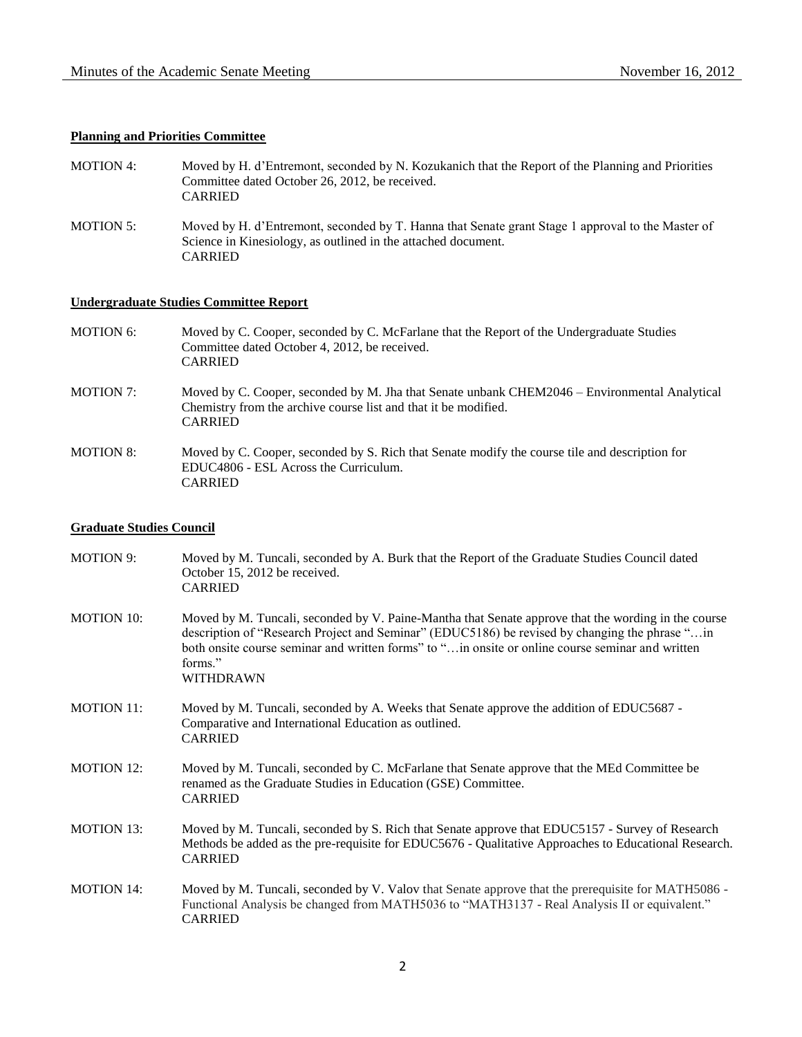**Planning and Priorities Committee**

MOTION 4: Moved by H. d'Entremont, seconded by N. Kozukanich that the Report of the Planning and Priorities Committee dated October 26, 2012, be received.
CARRIED

MOTION 5: Moved by H. d'Entremont, seconded by T. Hanna that Senate grant Stage 1 approval to the Master of Science in Kinesiology, as outlined in the attached document.
CARRIED

**Undergraduate Studies Committee Report**

MOTION 6: Moved by C. Cooper, seconded by C. McFarlane that the Report of the Undergraduate Studies Committee dated October 4, 2012, be received.
CARRIED

MOTION 7: Moved by C. Cooper, seconded by M. Jha that Senate unbank CHEM2046 – Environmental Analytical Chemistry from the archive course list and that it be modified.
CARRIED

MOTION 8: Moved by C. Cooper, seconded by S. Rich that Senate modify the course tile and description for EDUC4806 - ESL Across the Curriculum.
CARRIED

**Graduate Studies Council**

MOTION 9: Moved by M. Tuncali, seconded by A. Burk that the Report of the Graduate Studies Council dated October 15, 2012 be received.
CARRIED

MOTION 10: Moved by M. Tuncali, seconded by V. Paine-Mantha that Senate approve that the wording in the course description of "Research Project and Seminar" (EDUC5186) be revised by changing the phrase "…in both onsite course seminar and written forms" to "…in onsite or online course seminar and written forms."
WITHDRAWN

MOTION 11: Moved by M. Tuncali, seconded by A. Weeks that Senate approve the addition of EDUC5687 - Comparative and International Education as outlined.
CARRIED

MOTION 12: Moved by M. Tuncali, seconded by C. McFarlane that Senate approve that the MEd Committee be renamed as the Graduate Studies in Education (GSE) Committee.
CARRIED

MOTION 13: Moved by M. Tuncali, seconded by S. Rich that Senate approve that EDUC5157 - Survey of Research Methods be added as the pre-requisite for EDUC5676 - Qualitative Approaches to Educational Research.
CARRIED

MOTION 14: Moved by M. Tuncali, seconded by V. Valov that Senate approve that the prerequisite for MATH5086 - Functional Analysis be changed from MATH5036 to "MATH3137 - Real Analysis II or equivalent."
CARRIED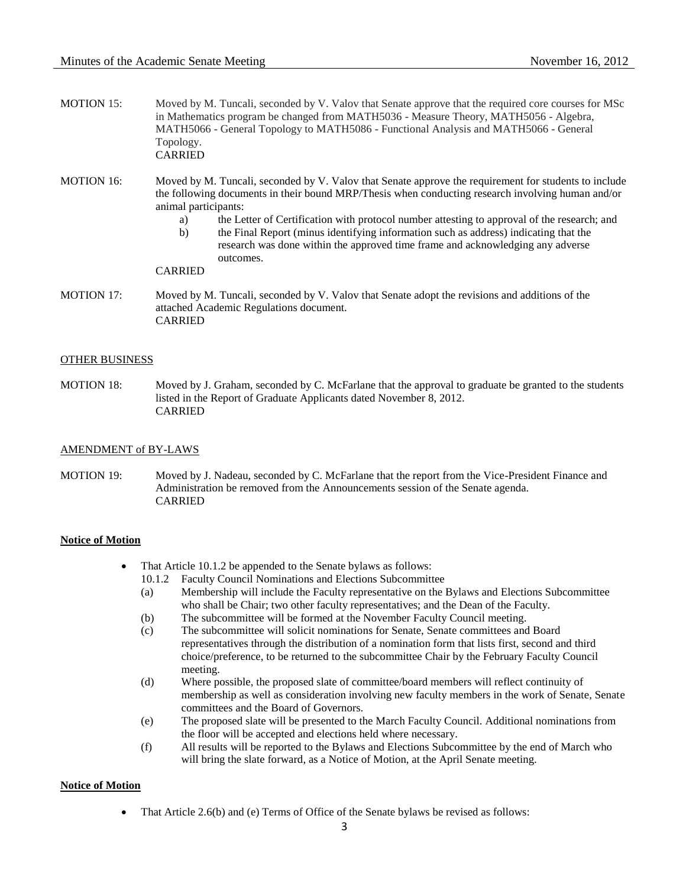MOTION 15: Moved by M. Tuncali, seconded by V. Valov that Senate approve that the required core courses for MSc in Mathematics program be changed from MATH5036 - Measure Theory, MATH5056 - Algebra, MATH5066 - General Topology to MATH5086 - Functional Analysis and MATH5066 - General Topology.
CARRIED

MOTION 16: Moved by M. Tuncali, seconded by V. Valov that Senate approve the requirement for students to include the following documents in their bound MRP/Thesis when conducting research involving human and/or animal participants:

a) the Letter of Certification with protocol number attesting to approval of the research; and
b) the Final Report (minus identifying information such as address) indicating that the research was done within the approved time frame and acknowledging any adverse outcomes.

CARRIED

MOTION 17: Moved by M. Tuncali, seconded by V. Valov that Senate adopt the revisions and additions of the attached Academic Regulations document.
CARRIED

OTHER BUSINESS

MOTION 18: Moved by J. Graham, seconded by C. McFarlane that the approval to graduate be granted to the students listed in the Report of Graduate Applicants dated November 8, 2012.
CARRIED

AMENDMENT of BY-LAWS

MOTION 19: Moved by J. Nadeau, seconded by C. McFarlane that the report from the Vice-President Finance and Administration be removed from the Announcements session of the Senate agenda.
CARRIED

**Notice of Motion**

- That Article 10.1.2 be appended to the Senate bylaws as follows:

  10.1.2 Faculty Council Nominations and Elections Subcommittee

  (a) Membership will include the Faculty representative on the Bylaws and Elections Subcommittee who shall be Chair; two other faculty representatives; and the Dean of the Faculty.

  (b) The subcommittee will be formed at the November Faculty Council meeting.

  (c) The subcommittee will solicit nominations for Senate, Senate committees and Board representatives through the distribution of a nomination form that lists first, second and third choice/preference, to be returned to the subcommittee Chair by the February Faculty Council meeting.

  (d) Where possible, the proposed slate of committee/board members will reflect continuity of membership as well as consideration involving new faculty members in the work of Senate, Senate committees and the Board of Governors.

  (e) The proposed slate will be presented to the March Faculty Council. Additional nominations from the floor will be accepted and elections held where necessary.

  (f) All results will be reported to the Bylaws and Elections Subcommittee by the end of March who will bring the slate forward, as a Notice of Motion, at the April Senate meeting.

**Notice of Motion**

- That Article 2.6(b) and (e) Terms of Office of the Senate bylaws be revised as follows: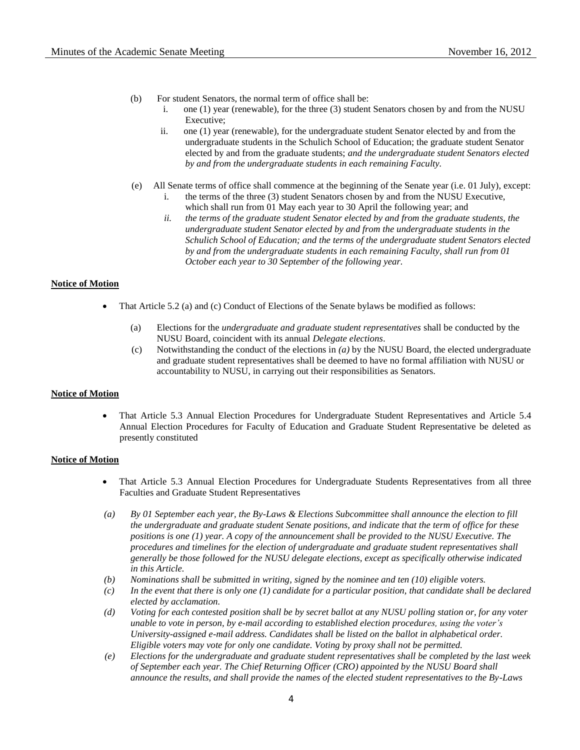(b) For student Senators, the normal term of office shall be:

   i. one (1) year (renewable), for the three (3) student Senators chosen by and from the NUSU Executive;

   ii. one (1) year (renewable), for the undergraduate student Senator elected by and from the undergraduate students in the Schulich School of Education; the graduate student Senator elected by and from the graduate students; *and the undergraduate student Senators elected by and from the undergraduate students in each remaining Faculty.*

(e) All Senate terms of office shall commence at the beginning of the Senate year (i.e. 01 July), except:

   i. the terms of the three (3) student Senators chosen by and from the NUSU Executive, which shall run from 01 May each year to 30 April the following year; and

   *ii. the terms of the graduate student Senator elected by and from the graduate students, the undergraduate student Senator elected by and from the undergraduate students in the Schulich School of Education; and the terms of the undergraduate student Senators elected by and from the undergraduate students in each remaining Faculty, shall run from 01 October each year to 30 September of the following year.*

**Notice of Motion**

- That Article 5.2 (a) and (c) Conduct of Elections of the Senate bylaws be modified as follows:

  (a) Elections for the *undergraduate and graduate student representatives* shall be conducted by the NUSU Board, coincident with its annual *Delegate elections*.

  (c) Notwithstanding the conduct of the elections in *(a)* by the NUSU Board, the elected undergraduate and graduate student representatives shall be deemed to have no formal affiliation with NUSU or accountability to NUSU, in carrying out their responsibilities as Senators.

**Notice of Motion**

- That Article 5.3 Annual Election Procedures for Undergraduate Student Representatives and Article 5.4 Annual Election Procedures for Faculty of Education and Graduate Student Representative be deleted as presently constituted

**Notice of Motion**

- That Article 5.3 Annual Election Procedures for Undergraduate Students Representatives from all three Faculties and Graduate Student Representatives

*(a) By 01 September each year, the By-Laws & Elections Subcommittee shall announce the election to fill the undergraduate and graduate student Senate positions, and indicate that the term of office for these positions is one (1) year. A copy of the announcement shall be provided to the NUSU Executive. The procedures and timelines for the election of undergraduate and graduate student representatives shall generally be those followed for the NUSU delegate elections, except as specifically otherwise indicated in this Article.*

*(b) Nominations shall be submitted in writing, signed by the nominee and ten (10) eligible voters.*

*(c) In the event that there is only one (1) candidate for a particular position, that candidate shall be declared elected by acclamation.*

*(d) Voting for each contested position shall be by secret ballot at any NUSU polling station or, for any voter unable to vote in person, by e-mail according to established election procedures, using the voter's University-assigned e-mail address. Candidates shall be listed on the ballot in alphabetical order. Eligible voters may vote for only one candidate. Voting by proxy shall not be permitted.*

*(e) Elections for the undergraduate and graduate student representatives shall be completed by the last week of September each year. The Chief Returning Officer (CRO) appointed by the NUSU Board shall announce the results, and shall provide the names of the elected student representatives to the By-Laws*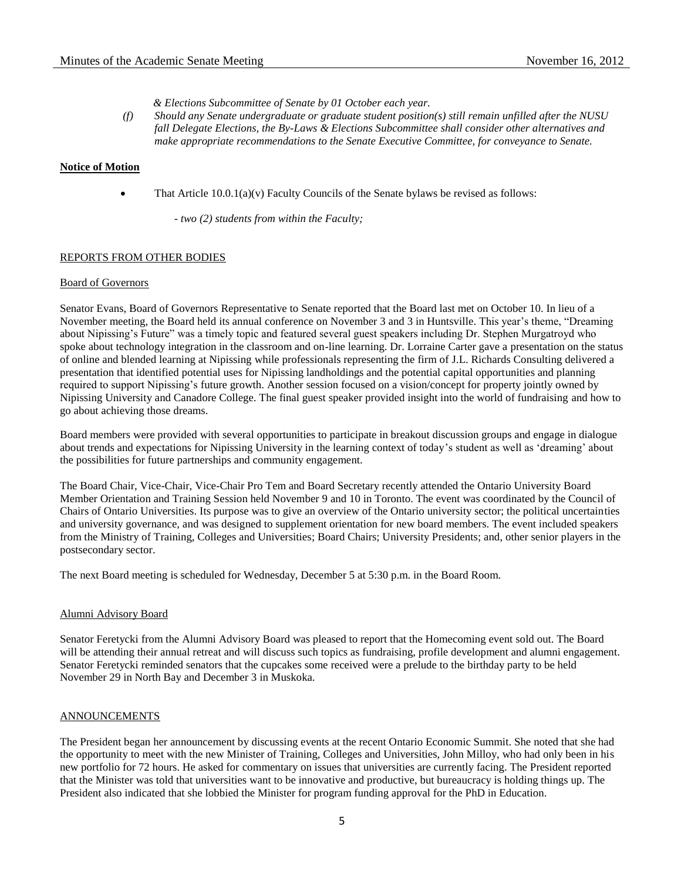*& Elections Subcommittee of Senate by 01 October each year.*

*(f) Should any Senate undergraduate or graduate student position(s) still remain unfilled after the NUSU fall Delegate Elections, the By-Laws & Elections Subcommittee shall consider other alternatives and make appropriate recommendations to the Senate Executive Committee, for conveyance to Senate.*

**Notice of Motion**

- That Article 10.0.1(a)(v) Faculty Councils of the Senate bylaws be revised as follows:

  *- two (2) students from within the Faculty;*

REPORTS FROM OTHER BODIES

Board of Governors

Senator Evans, Board of Governors Representative to Senate reported that the Board last met on October 10. In lieu of a November meeting, the Board held its annual conference on November 3 and 3 in Huntsville. This year's theme, "Dreaming about Nipissing's Future" was a timely topic and featured several guest speakers including Dr. Stephen Murgatroyd who spoke about technology integration in the classroom and on-line learning. Dr. Lorraine Carter gave a presentation on the status of online and blended learning at Nipissing while professionals representing the firm of J.L. Richards Consulting delivered a presentation that identified potential uses for Nipissing landholdings and the potential capital opportunities and planning required to support Nipissing's future growth. Another session focused on a vision/concept for property jointly owned by Nipissing University and Canadore College. The final guest speaker provided insight into the world of fundraising and how to go about achieving those dreams.

Board members were provided with several opportunities to participate in breakout discussion groups and engage in dialogue about trends and expectations for Nipissing University in the learning context of today's student as well as 'dreaming' about the possibilities for future partnerships and community engagement.

The Board Chair, Vice-Chair, Vice-Chair Pro Tem and Board Secretary recently attended the Ontario University Board Member Orientation and Training Session held November 9 and 10 in Toronto. The event was coordinated by the Council of Chairs of Ontario Universities. Its purpose was to give an overview of the Ontario university sector; the political uncertainties and university governance, and was designed to supplement orientation for new board members. The event included speakers from the Ministry of Training, Colleges and Universities; Board Chairs; University Presidents; and, other senior players in the postsecondary sector.

The next Board meeting is scheduled for Wednesday, December 5 at 5:30 p.m. in the Board Room.

Alumni Advisory Board

Senator Feretycki from the Alumni Advisory Board was pleased to report that the Homecoming event sold out. The Board will be attending their annual retreat and will discuss such topics as fundraising, profile development and alumni engagement. Senator Feretycki reminded senators that the cupcakes some received were a prelude to the birthday party to be held November 29 in North Bay and December 3 in Muskoka.

ANNOUNCEMENTS

The President began her announcement by discussing events at the recent Ontario Economic Summit. She noted that she had the opportunity to meet with the new Minister of Training, Colleges and Universities, John Milloy, who had only been in his new portfolio for 72 hours. He asked for commentary on issues that universities are currently facing. The President reported that the Minister was told that universities want to be innovative and productive, but bureaucracy is holding things up. The President also indicated that she lobbied the Minister for program funding approval for the PhD in Education.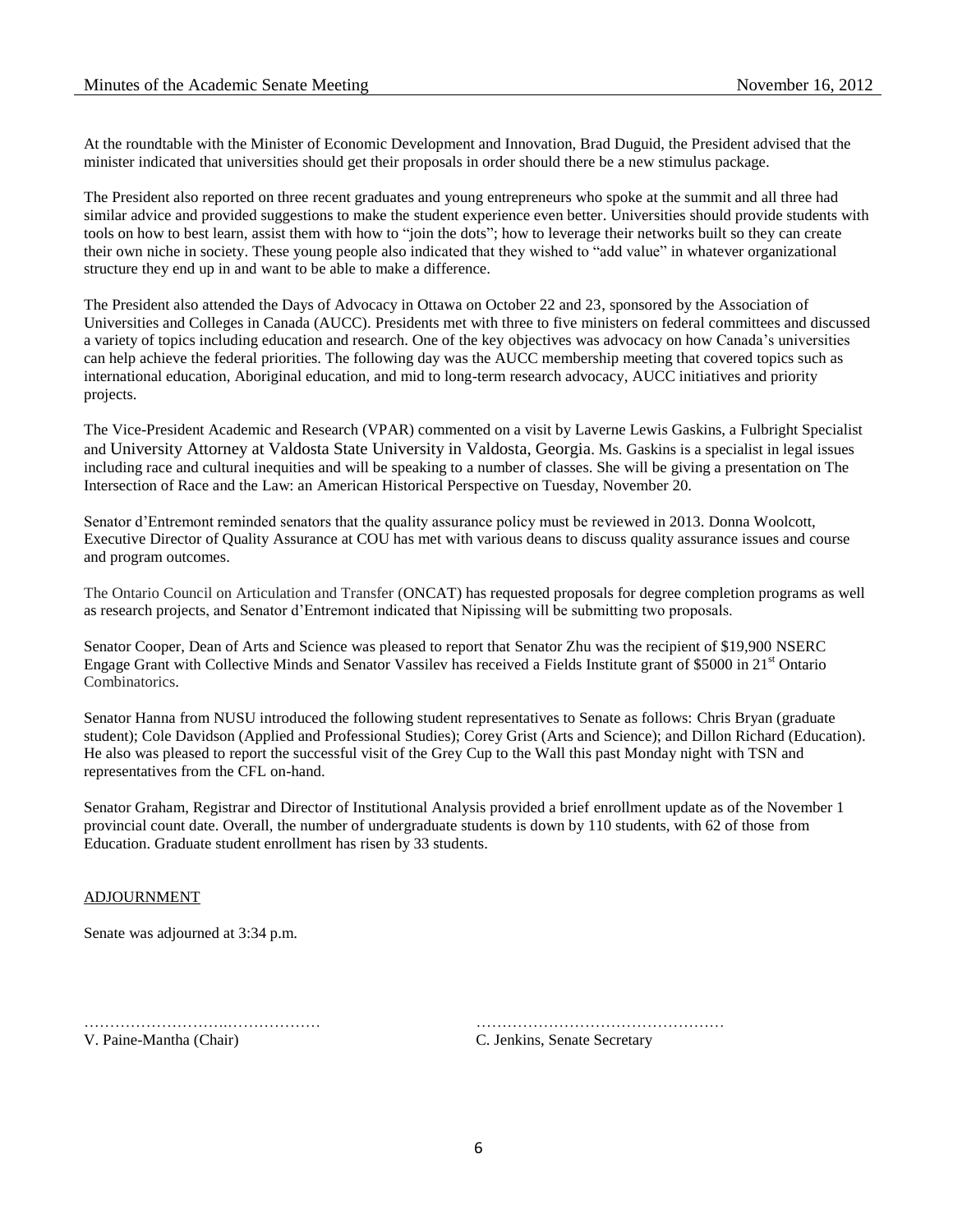At the roundtable with the Minister of Economic Development and Innovation, Brad Duguid, the President advised that the minister indicated that universities should get their proposals in order should there be a new stimulus package.

The President also reported on three recent graduates and young entrepreneurs who spoke at the summit and all three had similar advice and provided suggestions to make the student experience even better. Universities should provide students with tools on how to best learn, assist them with how to "join the dots"; how to leverage their networks built so they can create their own niche in society. These young people also indicated that they wished to "add value" in whatever organizational structure they end up in and want to be able to make a difference.

The President also attended the Days of Advocacy in Ottawa on October 22 and 23, sponsored by the Association of Universities and Colleges in Canada (AUCC). Presidents met with three to five ministers on federal committees and discussed a variety of topics including education and research. One of the key objectives was advocacy on how Canada's universities can help achieve the federal priorities. The following day was the AUCC membership meeting that covered topics such as international education, Aboriginal education, and mid to long-term research advocacy, AUCC initiatives and priority projects.

The Vice-President Academic and Research (VPAR) commented on a visit by Laverne Lewis Gaskins, a Fulbright Specialist and University Attorney at Valdosta State University in Valdosta, Georgia. Ms. Gaskins is a specialist in legal issues including race and cultural inequities and will be speaking to a number of classes. She will be giving a presentation on The Intersection of Race and the Law: an American Historical Perspective on Tuesday, November 20.

Senator d'Entremont reminded senators that the quality assurance policy must be reviewed in 2013. Donna Woolcott, Executive Director of Quality Assurance at COU has met with various deans to discuss quality assurance issues and course and program outcomes.

The Ontario Council on Articulation and Transfer (ONCAT) has requested proposals for degree completion programs as well as research projects, and Senator d'Entremont indicated that Nipissing will be submitting two proposals.

Senator Cooper, Dean of Arts and Science was pleased to report that Senator Zhu was the recipient of $19,900 NSERC Engage Grant with Collective Minds and Senator Vassilev has received a Fields Institute grant of $5000 in 21st Ontario Combinatorics.

Senator Hanna from NUSU introduced the following student representatives to Senate as follows: Chris Bryan (graduate student); Cole Davidson (Applied and Professional Studies); Corey Grist (Arts and Science); and Dillon Richard (Education). He also was pleased to report the successful visit of the Grey Cup to the Wall this past Monday night with TSN and representatives from the CFL on-hand.

Senator Graham, Registrar and Director of Institutional Analysis provided a brief enrollment update as of the November 1 provincial count date. Overall, the number of undergraduate students is down by 110 students, with 62 of those from Education. Graduate student enrollment has risen by 33 students.

ADJOURNMENT

Senate was adjourned at 3:34 p.m.

…………………………………… ……………………………………

V. Paine-Mantha (Chair) C. Jenkins, Senate Secretary